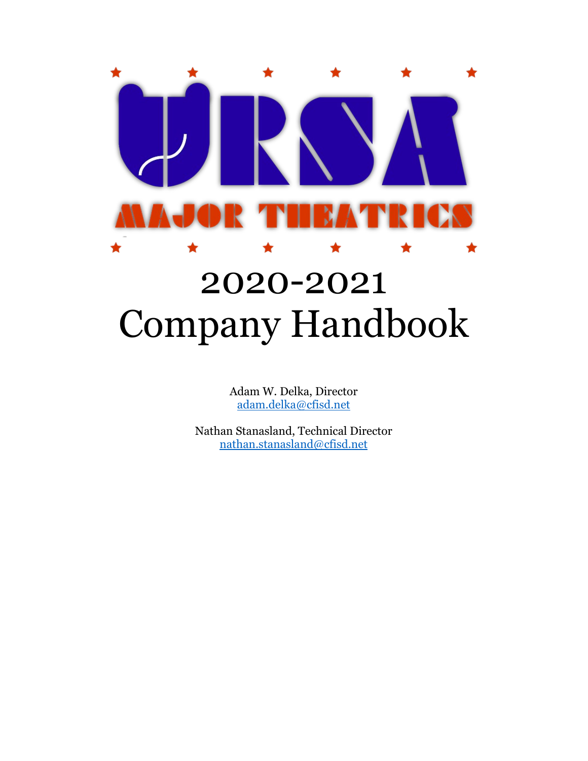# URSA MAJOR THEATRICS

# 2020-2021
# Company Handbook

Adam W. Delka, Director
adam.delka@cfisd.net

Nathan Stanasland, Technical Director
nathan.stanasland@cfisd.net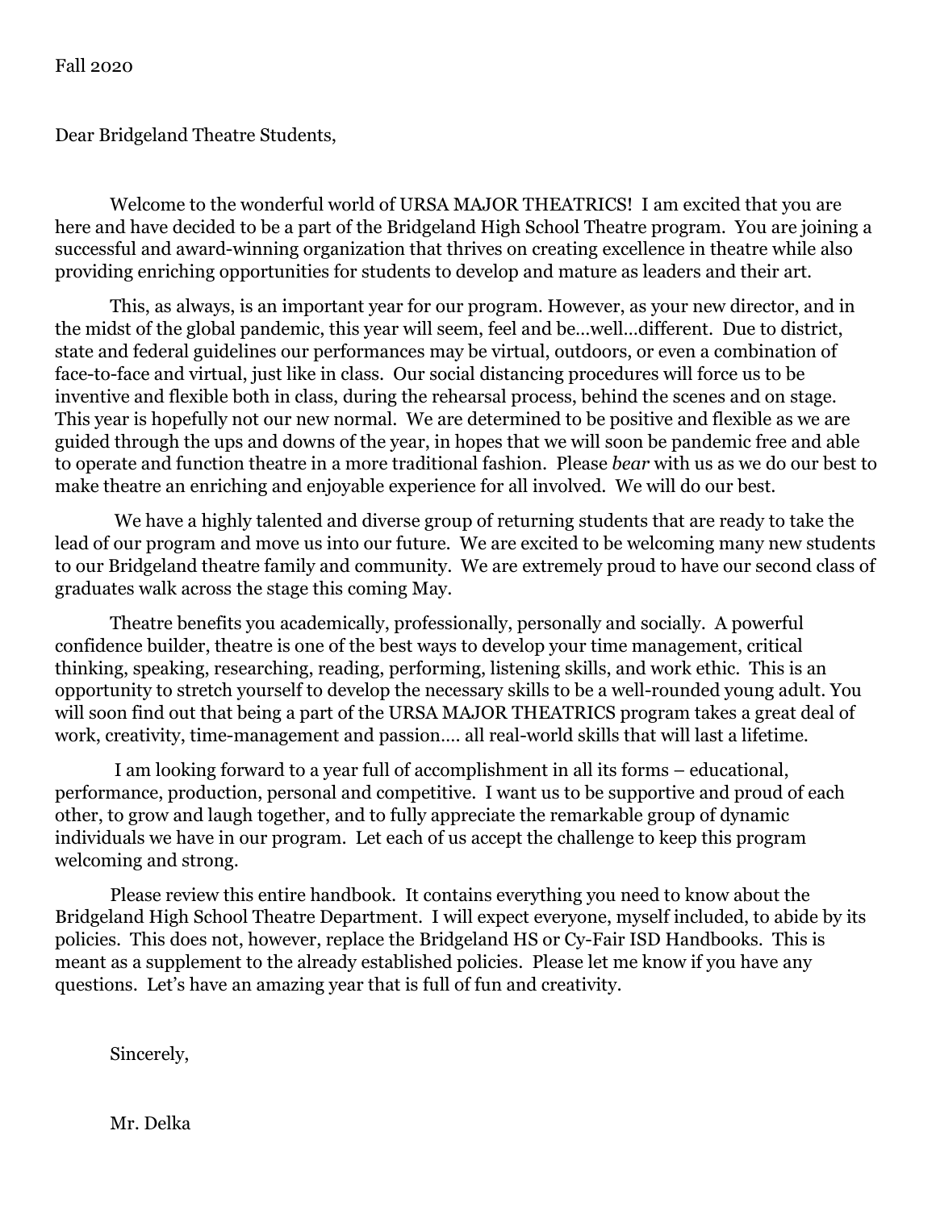Fall 2020

Dear Bridgeland Theatre Students,

Welcome to the wonderful world of URSA MAJOR THEATRICS! I am excited that you are here and have decided to be a part of the Bridgeland High School Theatre program. You are joining a successful and award-winning organization that thrives on creating excellence in theatre while also providing enriching opportunities for students to develop and mature as leaders and their art.

This, as always, is an important year for our program. However, as your new director, and in the midst of the global pandemic, this year will seem, feel and be…well…different. Due to district, state and federal guidelines our performances may be virtual, outdoors, or even a combination of face-to-face and virtual, just like in class. Our social distancing procedures will force us to be inventive and flexible both in class, during the rehearsal process, behind the scenes and on stage. This year is hopefully not our new normal. We are determined to be positive and flexible as we are guided through the ups and downs of the year, in hopes that we will soon be pandemic free and able to operate and function theatre in a more traditional fashion. Please *bear* with us as we do our best to make theatre an enriching and enjoyable experience for all involved. We will do our best.

We have a highly talented and diverse group of returning students that are ready to take the lead of our program and move us into our future. We are excited to be welcoming many new students to our Bridgeland theatre family and community. We are extremely proud to have our second class of graduates walk across the stage this coming May.

Theatre benefits you academically, professionally, personally and socially. A powerful confidence builder, theatre is one of the best ways to develop your time management, critical thinking, speaking, researching, reading, performing, listening skills, and work ethic. This is an opportunity to stretch yourself to develop the necessary skills to be a well-rounded young adult. You will soon find out that being a part of the URSA MAJOR THEATRICS program takes a great deal of work, creativity, time-management and passion…. all real-world skills that will last a lifetime.

I am looking forward to a year full of accomplishment in all its forms – educational, performance, production, personal and competitive. I want us to be supportive and proud of each other, to grow and laugh together, and to fully appreciate the remarkable group of dynamic individuals we have in our program. Let each of us accept the challenge to keep this program welcoming and strong.

Please review this entire handbook. It contains everything you need to know about the Bridgeland High School Theatre Department. I will expect everyone, myself included, to abide by its policies. This does not, however, replace the Bridgeland HS or Cy-Fair ISD Handbooks. This is meant as a supplement to the already established policies. Please let me know if you have any questions. Let's have an amazing year that is full of fun and creativity.

Sincerely,

Mr. Delka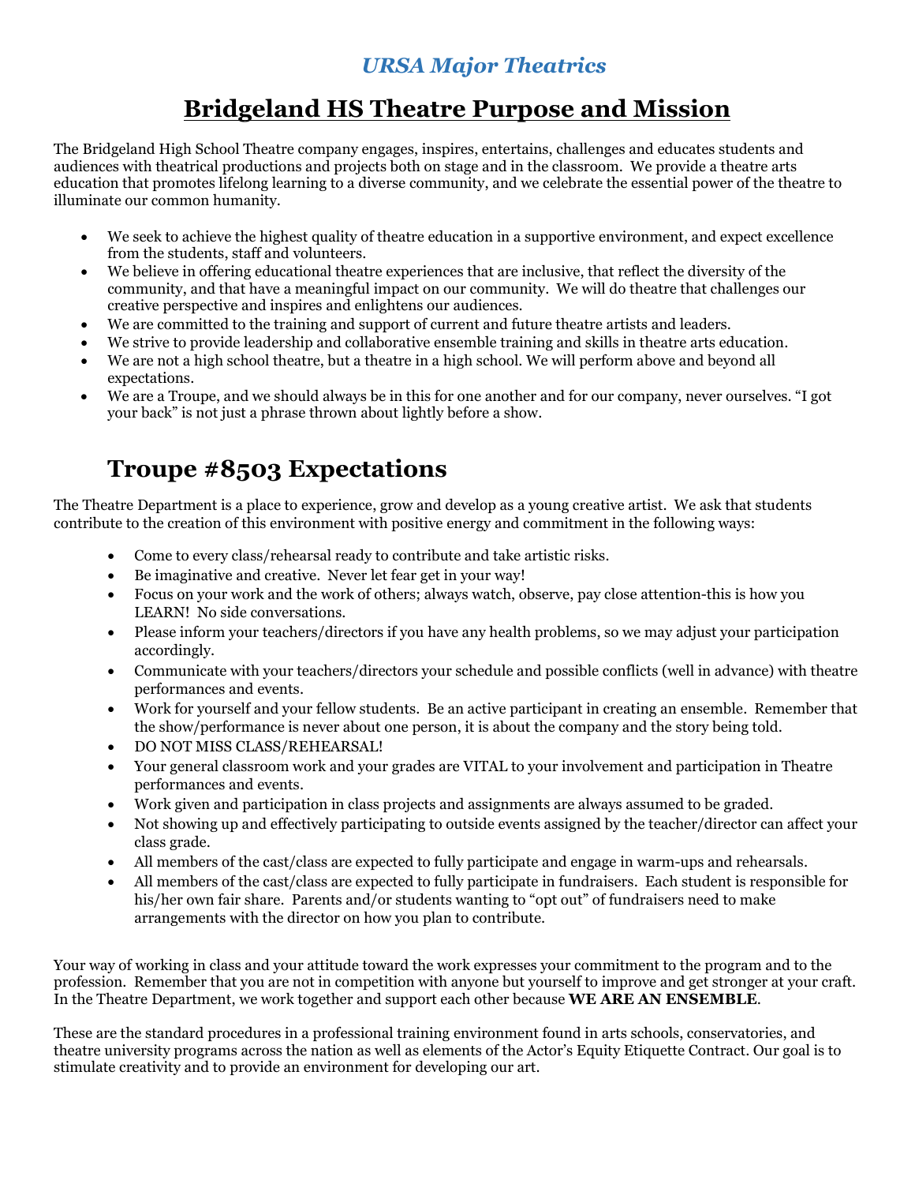*URSA Major Theatrics*

# Bridgeland HS Theatre Purpose and Mission

The Bridgeland High School Theatre company engages, inspires, entertains, challenges and educates students and audiences with theatrical productions and projects both on stage and in the classroom. We provide a theatre arts education that promotes lifelong learning to a diverse community, and we celebrate the essential power of the theatre to illuminate our common humanity.

- We seek to achieve the highest quality of theatre education in a supportive environment, and expect excellence from the students, staff and volunteers.
- We believe in offering educational theatre experiences that are inclusive, that reflect the diversity of the community, and that have a meaningful impact on our community. We will do theatre that challenges our creative perspective and inspires and enlightens our audiences.
- We are committed to the training and support of current and future theatre artists and leaders.
- We strive to provide leadership and collaborative ensemble training and skills in theatre arts education.
- We are not a high school theatre, but a theatre in a high school. We will perform above and beyond all expectations.
- We are a Troupe, and we should always be in this for one another and for our company, never ourselves. "I got your back" is not just a phrase thrown about lightly before a show.

## Troupe #8503 Expectations

The Theatre Department is a place to experience, grow and develop as a young creative artist. We ask that students contribute to the creation of this environment with positive energy and commitment in the following ways:

- Come to every class/rehearsal ready to contribute and take artistic risks.
- Be imaginative and creative. Never let fear get in your way!
- Focus on your work and the work of others; always watch, observe, pay close attention-this is how you LEARN! No side conversations.
- Please inform your teachers/directors if you have any health problems, so we may adjust your participation accordingly.
- Communicate with your teachers/directors your schedule and possible conflicts (well in advance) with theatre performances and events.
- Work for yourself and your fellow students. Be an active participant in creating an ensemble. Remember that the show/performance is never about one person, it is about the company and the story being told.
- DO NOT MISS CLASS/REHEARSAL!
- Your general classroom work and your grades are VITAL to your involvement and participation in Theatre performances and events.
- Work given and participation in class projects and assignments are always assumed to be graded.
- Not showing up and effectively participating to outside events assigned by the teacher/director can affect your class grade.
- All members of the cast/class are expected to fully participate and engage in warm-ups and rehearsals.
- All members of the cast/class are expected to fully participate in fundraisers. Each student is responsible for his/her own fair share. Parents and/or students wanting to "opt out" of fundraisers need to make arrangements with the director on how you plan to contribute.

Your way of working in class and your attitude toward the work expresses your commitment to the program and to the profession. Remember that you are not in competition with anyone but yourself to improve and get stronger at your craft. In the Theatre Department, we work together and support each other because **WE ARE AN ENSEMBLE**.

These are the standard procedures in a professional training environment found in arts schools, conservatories, and theatre university programs across the nation as well as elements of the Actor's Equity Etiquette Contract. Our goal is to stimulate creativity and to provide an environment for developing our art.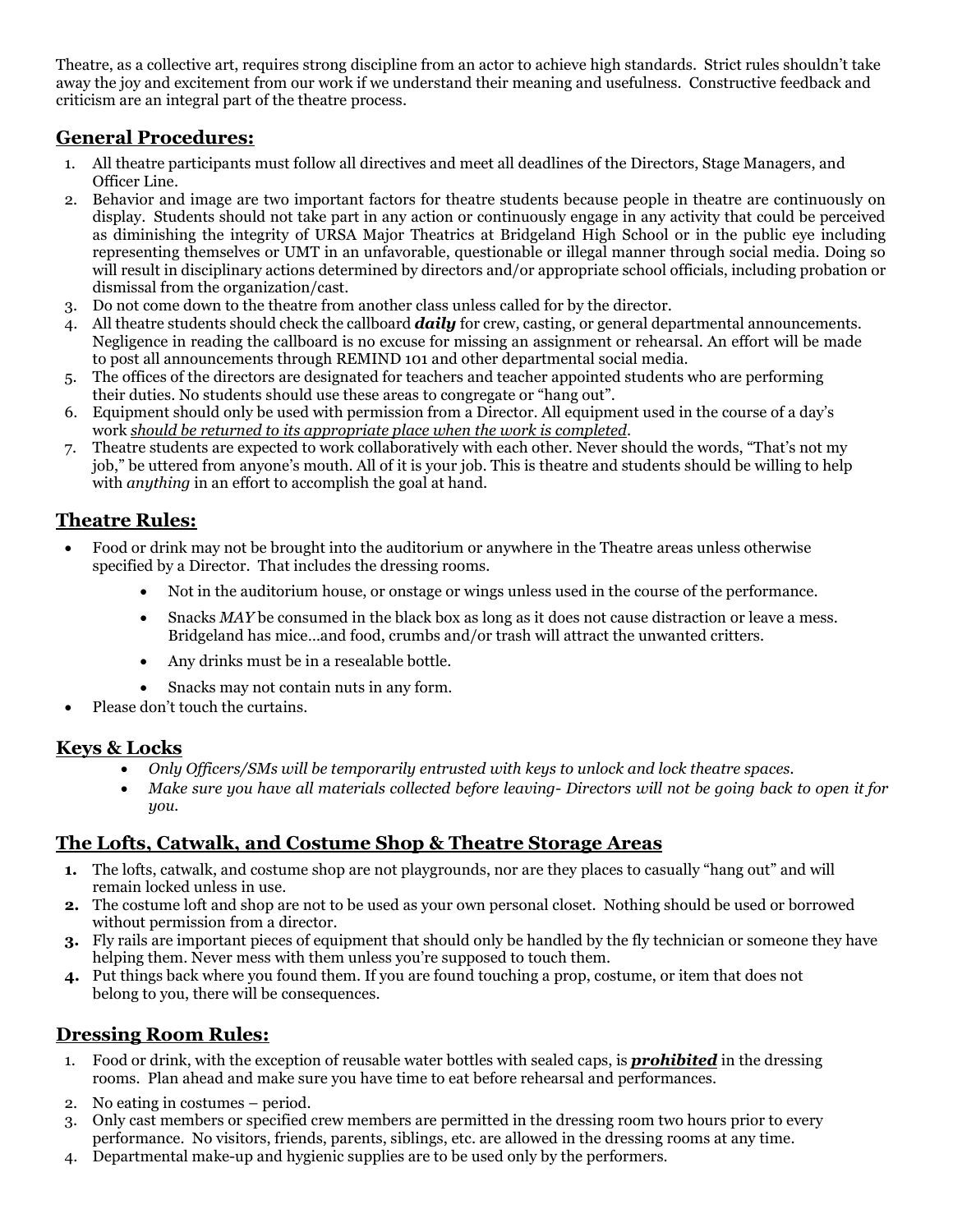Theatre, as a collective art, requires strong discipline from an actor to achieve high standards. Strict rules shouldn't take away the joy and excitement from our work if we understand their meaning and usefulness. Constructive feedback and criticism are an integral part of the theatre process.

## **General Procedures:**

1. All theatre participants must follow all directives and meet all deadlines of the Directors, Stage Managers, and Officer Line.
2. Behavior and image are two important factors for theatre students because people in theatre are continuously on display. Students should not take part in any action or continuously engage in any activity that could be perceived as diminishing the integrity of URSA Major Theatrics at Bridgeland High School or in the public eye including representing themselves or UMT in an unfavorable, questionable or illegal manner through social media. Doing so will result in disciplinary actions determined by directors and/or appropriate school officials, including probation or dismissal from the organization/cast.
3. Do not come down to the theatre from another class unless called for by the director.
4. All theatre students should check the callboard ***daily*** for crew, casting, or general departmental announcements. Negligence in reading the callboard is no excuse for missing an assignment or rehearsal. An effort will be made to post all announcements through REMIND 101 and other departmental social media.
5. The offices of the directors are designated for teachers and teacher appointed students who are performing their duties. No students should use these areas to congregate or "hang out".
6. Equipment should only be used with permission from a Director. All equipment used in the course of a day's work *should be returned to its appropriate place when the work is completed*.
7. Theatre students are expected to work collaboratively with each other. Never should the words, "That's not my job," be uttered from anyone's mouth. All of it is your job. This is theatre and students should be willing to help with *anything* in an effort to accomplish the goal at hand.

## **Theatre Rules:**

- Food or drink may not be brought into the auditorium or anywhere in the Theatre areas unless otherwise specified by a Director. That includes the dressing rooms.
    - Not in the auditorium house, or onstage or wings unless used in the course of the performance.
    - Snacks *MAY* be consumed in the black box as long as it does not cause distraction or leave a mess. Bridgeland has mice…and food, crumbs and/or trash will attract the unwanted critters.
    - Any drinks must be in a resealable bottle.
    - Snacks may not contain nuts in any form.
- Please don't touch the curtains.

## **Keys & Locks**

- *Only Officers/SMs will be temporarily entrusted with keys to unlock and lock theatre spaces.*
- *Make sure you have all materials collected before leaving- Directors will not be going back to open it for you.*

## **The Lofts, Catwalk, and Costume Shop & Theatre Storage Areas**

1. The lofts, catwalk, and costume shop are not playgrounds, nor are they places to casually "hang out" and will remain locked unless in use.
2. The costume loft and shop are not to be used as your own personal closet. Nothing should be used or borrowed without permission from a director.
3. Fly rails are important pieces of equipment that should only be handled by the fly technician or someone they have helping them. Never mess with them unless you're supposed to touch them.
4. Put things back where you found them. If you are found touching a prop, costume, or item that does not belong to you, there will be consequences.

## **Dressing Room Rules:**

1. Food or drink, with the exception of reusable water bottles with sealed caps, is ***prohibited*** in the dressing rooms. Plan ahead and make sure you have time to eat before rehearsal and performances.
2. No eating in costumes – period.
3. Only cast members or specified crew members are permitted in the dressing room two hours prior to every performance. No visitors, friends, parents, siblings, etc. are allowed in the dressing rooms at any time.
4. Departmental make-up and hygienic supplies are to be used only by the performers.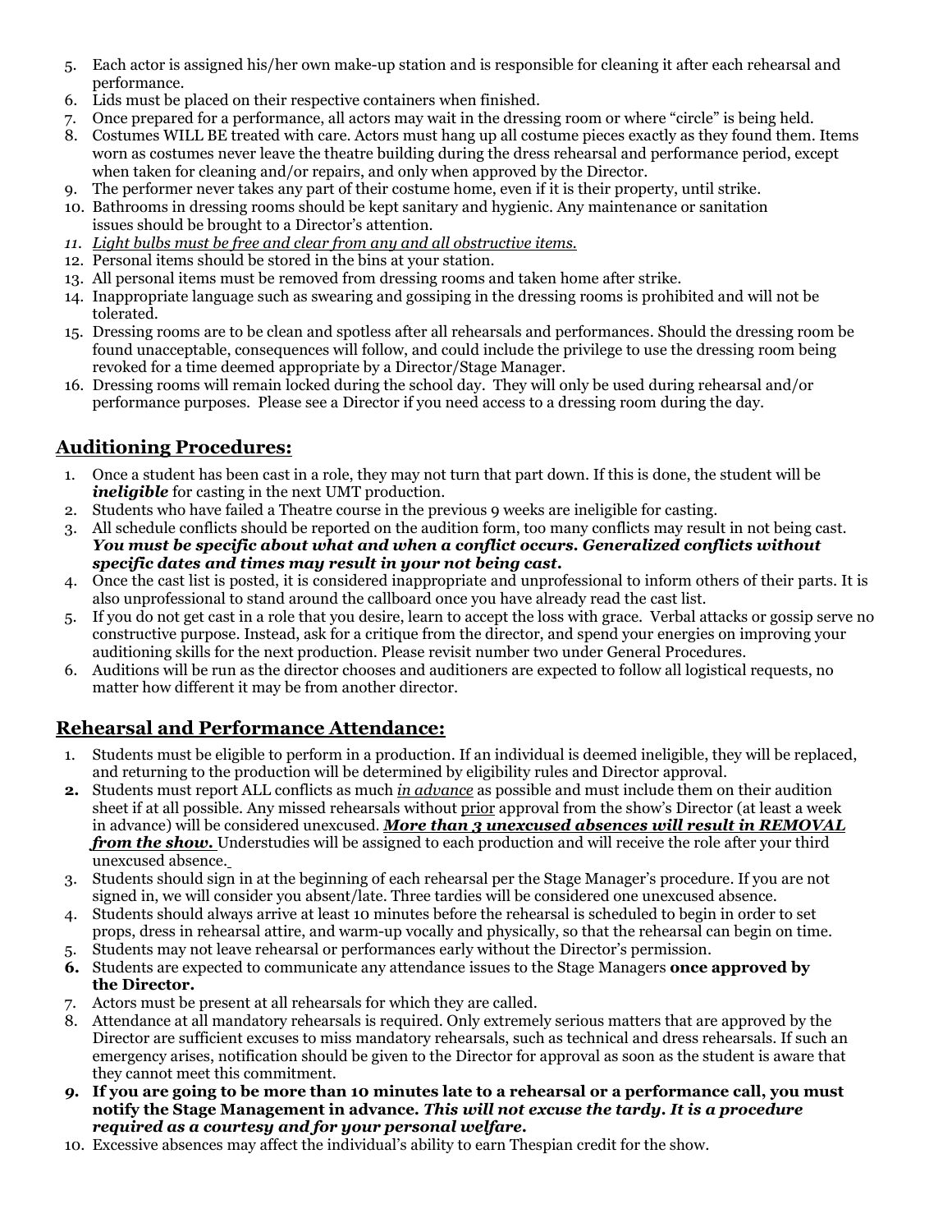5. Each actor is assigned his/her own make-up station and is responsible for cleaning it after each rehearsal and performance.
6. Lids must be placed on their respective containers when finished.
7. Once prepared for a performance, all actors may wait in the dressing room or where "circle" is being held.
8. Costumes WILL BE treated with care. Actors must hang up all costume pieces exactly as they found them. Items worn as costumes never leave the theatre building during the dress rehearsal and performance period, except when taken for cleaning and/or repairs, and only when approved by the Director.
9. The performer never takes any part of their costume home, even if it is their property, until strike.
10. Bathrooms in dressing rooms should be kept sanitary and hygienic. Any maintenance or sanitation issues should be brought to a Director's attention.
11. *<u>Light bulbs must be free and clear from any and all obstructive items.</u>*
12. Personal items should be stored in the bins at your station.
13. All personal items must be removed from dressing rooms and taken home after strike.
14. Inappropriate language such as swearing and gossiping in the dressing rooms is prohibited and will not be tolerated.
15. Dressing rooms are to be clean and spotless after all rehearsals and performances. Should the dressing room be found unacceptable, consequences will follow, and could include the privilege to use the dressing room being revoked for a time deemed appropriate by a Director/Stage Manager.
16. Dressing rooms will remain locked during the school day. They will only be used during rehearsal and/or performance purposes. Please see a Director if you need access to a dressing room during the day.

## <u>Auditioning Procedures:</u>

1. Once a student has been cast in a role, they may not turn that part down. If this is done, the student will be ***ineligible*** for casting in the next UMT production.
2. Students who have failed a Theatre course in the previous 9 weeks are ineligible for casting.
3. All schedule conflicts should be reported on the audition form, too many conflicts may result in not being cast. ***You must be specific about what and when a conflict occurs. Generalized conflicts without specific dates and times may result in your not being cast.***
4. Once the cast list is posted, it is considered inappropriate and unprofessional to inform others of their parts. It is also unprofessional to stand around the callboard once you have already read the cast list.
5. If you do not get cast in a role that you desire, learn to accept the loss with grace. Verbal attacks or gossip serve no constructive purpose. Instead, ask for a critique from the director, and spend your energies on improving your auditioning skills for the next production. Please revisit number two under General Procedures.
6. Auditions will be run as the director chooses and auditioners are expected to follow all logistical requests, no matter how different it may be from another director.

## <u>Rehearsal and Performance Attendance:</u>

1. Students must be eligible to perform in a production. If an individual is deemed ineligible, they will be replaced, and returning to the production will be determined by eligibility rules and Director approval.
2. Students must report ALL conflicts as much *<u>in advance</u>* as possible and must include them on their audition sheet if at all possible. Any missed rehearsals without <u>prior</u> approval from the show's Director (at least a week in advance) will be considered unexcused. ***<u>More than 3 unexcused absences will result in REMOVAL from the show.</u>*** Understudies will be assigned to each production and will receive the role after your third unexcused absence.
3. Students should sign in at the beginning of each rehearsal per the Stage Manager's procedure. If you are not signed in, we will consider you absent/late. Three tardies will be considered one unexcused absence.
4. Students should always arrive at least 10 minutes before the rehearsal is scheduled to begin in order to set props, dress in rehearsal attire, and warm-up vocally and physically, so that the rehearsal can begin on time.
5. Students may not leave rehearsal or performances early without the Director's permission.
6. Students are expected to communicate any attendance issues to the Stage Managers **once approved by the Director.**
7. Actors must be present at all rehearsals for which they are called.
8. Attendance at all mandatory rehearsals is required. Only extremely serious matters that are approved by the Director are sufficient excuses to miss mandatory rehearsals, such as technical and dress rehearsals. If such an emergency arises, notification should be given to the Director for approval as soon as the student is aware that they cannot meet this commitment.
9. **If you are going to be more than 10 minutes late to a rehearsal or a performance call, you must notify the Stage Management in advance. *This will not excuse the tardy. It is a procedure required as a courtesy and for your personal welfare.***
10. Excessive absences may affect the individual's ability to earn Thespian credit for the show.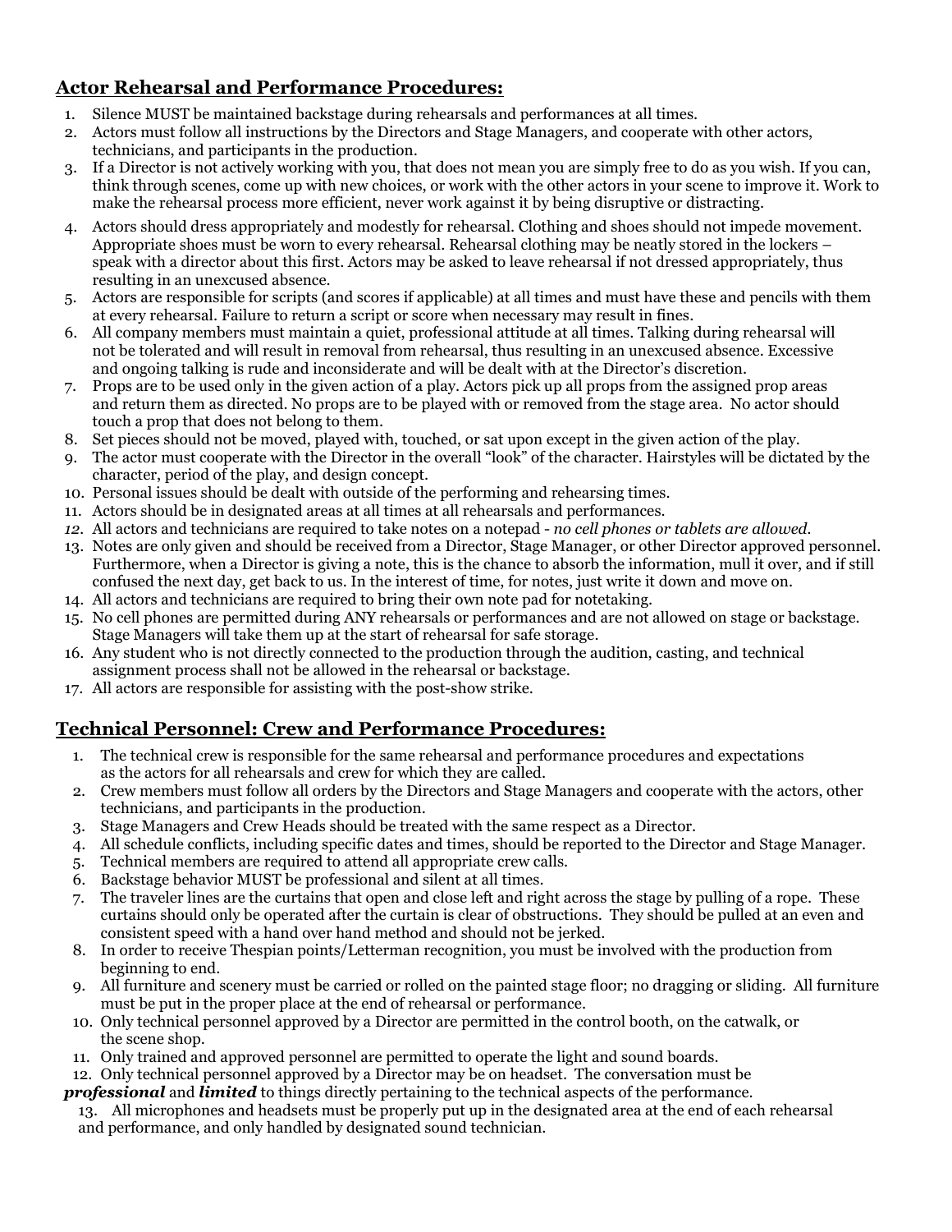## Actor Rehearsal and Performance Procedures:

1. Silence MUST be maintained backstage during rehearsals and performances at all times.
2. Actors must follow all instructions by the Directors and Stage Managers, and cooperate with other actors, technicians, and participants in the production.
3. If a Director is not actively working with you, that does not mean you are simply free to do as you wish. If you can, think through scenes, come up with new choices, or work with the other actors in your scene to improve it. Work to make the rehearsal process more efficient, never work against it by being disruptive or distracting.
4. Actors should dress appropriately and modestly for rehearsal. Clothing and shoes should not impede movement. Appropriate shoes must be worn to every rehearsal. Rehearsal clothing may be neatly stored in the lockers – speak with a director about this first. Actors may be asked to leave rehearsal if not dressed appropriately, thus resulting in an unexcused absence.
5. Actors are responsible for scripts (and scores if applicable) at all times and must have these and pencils with them at every rehearsal. Failure to return a script or score when necessary may result in fines.
6. All company members must maintain a quiet, professional attitude at all times. Talking during rehearsal will not be tolerated and will result in removal from rehearsal, thus resulting in an unexcused absence. Excessive and ongoing talking is rude and inconsiderate and will be dealt with at the Director's discretion.
7. Props are to be used only in the given action of a play. Actors pick up all props from the assigned prop areas and return them as directed. No props are to be played with or removed from the stage area. No actor should touch a prop that does not belong to them.
8. Set pieces should not be moved, played with, touched, or sat upon except in the given action of the play.
9. The actor must cooperate with the Director in the overall "look" of the character. Hairstyles will be dictated by the character, period of the play, and design concept.
10. Personal issues should be dealt with outside of the performing and rehearsing times.
11. Actors should be in designated areas at all times at all rehearsals and performances.
12. All actors and technicians are required to take notes on a notepad - *no cell phones or tablets are allowed.*
13. Notes are only given and should be received from a Director, Stage Manager, or other Director approved personnel. Furthermore, when a Director is giving a note, this is the chance to absorb the information, mull it over, and if still confused the next day, get back to us. In the interest of time, for notes, just write it down and move on.
14. All actors and technicians are required to bring their own note pad for notetaking.
15. No cell phones are permitted during ANY rehearsals or performances and are not allowed on stage or backstage. Stage Managers will take them up at the start of rehearsal for safe storage.
16. Any student who is not directly connected to the production through the audition, casting, and technical assignment process shall not be allowed in the rehearsal or backstage.
17. All actors are responsible for assisting with the post-show strike.

## Technical Personnel: Crew and Performance Procedures:

1. The technical crew is responsible for the same rehearsal and performance procedures and expectations as the actors for all rehearsals and crew for which they are called.
2. Crew members must follow all orders by the Directors and Stage Managers and cooperate with the actors, other technicians, and participants in the production.
3. Stage Managers and Crew Heads should be treated with the same respect as a Director.
4. All schedule conflicts, including specific dates and times, should be reported to the Director and Stage Manager.
5. Technical members are required to attend all appropriate crew calls.
6. Backstage behavior MUST be professional and silent at all times.
7. The traveler lines are the curtains that open and close left and right across the stage by pulling of a rope. These curtains should only be operated after the curtain is clear of obstructions. They should be pulled at an even and consistent speed with a hand over hand method and should not be jerked.
8. In order to receive Thespian points/Letterman recognition, you must be involved with the production from beginning to end.
9. All furniture and scenery must be carried or rolled on the painted stage floor; no dragging or sliding. All furniture must be put in the proper place at the end of rehearsal or performance.
10. Only technical personnel approved by a Director are permitted in the control booth, on the catwalk, or the scene shop.
11. Only trained and approved personnel are permitted to operate the light and sound boards.
12. Only technical personnel approved by a Director may be on headset. The conversation must be ***professional*** and ***limited*** to things directly pertaining to the technical aspects of the performance.
13. All microphones and headsets must be properly put up in the designated area at the end of each rehearsal and performance, and only handled by designated sound technician.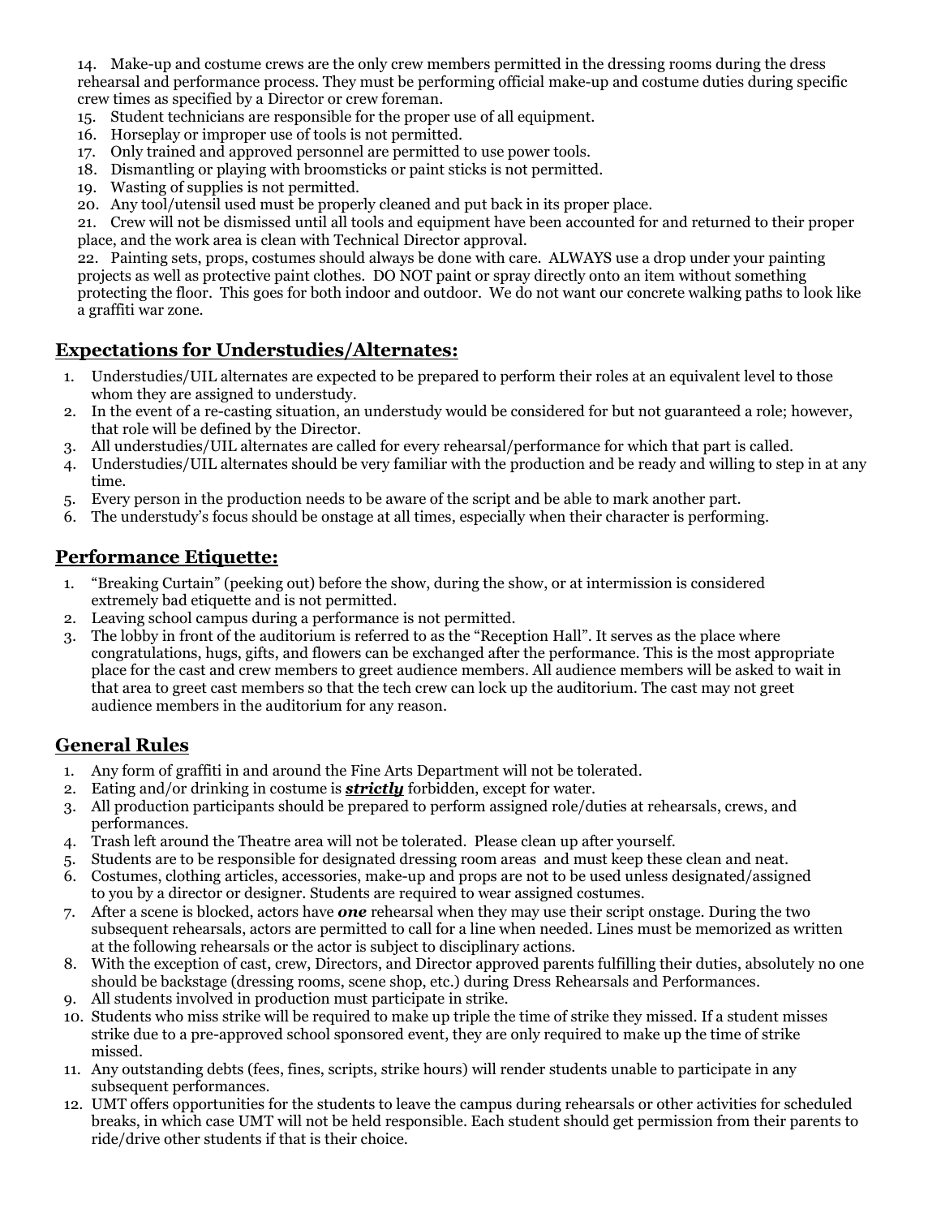14. Make-up and costume crews are the only crew members permitted in the dressing rooms during the dress rehearsal and performance process. They must be performing official make-up and costume duties during specific crew times as specified by a Director or crew foreman.
15. Student technicians are responsible for the proper use of all equipment.
16. Horseplay or improper use of tools is not permitted.
17. Only trained and approved personnel are permitted to use power tools.
18. Dismantling or playing with broomsticks or paint sticks is not permitted.
19. Wasting of supplies is not permitted.
20. Any tool/utensil used must be properly cleaned and put back in its proper place.
21. Crew will not be dismissed until all tools and equipment have been accounted for and returned to their proper place, and the work area is clean with Technical Director approval.
22. Painting sets, props, costumes should always be done with care. ALWAYS use a drop under your painting projects as well as protective paint clothes. DO NOT paint or spray directly onto an item without something protecting the floor. This goes for both indoor and outdoor. We do not want our concrete walking paths to look like a graffiti war zone.

## Expectations for Understudies/Alternates:

1. Understudies/UIL alternates are expected to be prepared to perform their roles at an equivalent level to those whom they are assigned to understudy.
2. In the event of a re-casting situation, an understudy would be considered for but not guaranteed a role; however, that role will be defined by the Director.
3. All understudies/UIL alternates are called for every rehearsal/performance for which that part is called.
4. Understudies/UIL alternates should be very familiar with the production and be ready and willing to step in at any time.
5. Every person in the production needs to be aware of the script and be able to mark another part.
6. The understudy's focus should be onstage at all times, especially when their character is performing.

## Performance Etiquette:

1. "Breaking Curtain" (peeking out) before the show, during the show, or at intermission is considered extremely bad etiquette and is not permitted.
2. Leaving school campus during a performance is not permitted.
3. The lobby in front of the auditorium is referred to as the "Reception Hall". It serves as the place where congratulations, hugs, gifts, and flowers can be exchanged after the performance. This is the most appropriate place for the cast and crew members to greet audience members. All audience members will be asked to wait in that area to greet cast members so that the tech crew can lock up the auditorium. The cast may not greet audience members in the auditorium for any reason.

## General Rules

1. Any form of graffiti in and around the Fine Arts Department will not be tolerated.
2. Eating and/or drinking in costume is ***strictly*** forbidden, except for water.
3. All production participants should be prepared to perform assigned role/duties at rehearsals, crews, and performances.
4. Trash left around the Theatre area will not be tolerated. Please clean up after yourself.
5. Students are to be responsible for designated dressing room areas and must keep these clean and neat.
6. Costumes, clothing articles, accessories, make-up and props are not to be used unless designated/assigned to you by a director or designer. Students are required to wear assigned costumes.
7. After a scene is blocked, actors have ***one*** rehearsal when they may use their script onstage. During the two subsequent rehearsals, actors are permitted to call for a line when needed. Lines must be memorized as written at the following rehearsals or the actor is subject to disciplinary actions.
8. With the exception of cast, crew, Directors, and Director approved parents fulfilling their duties, absolutely no one should be backstage (dressing rooms, scene shop, etc.) during Dress Rehearsals and Performances.
9. All students involved in production must participate in strike.
10. Students who miss strike will be required to make up triple the time of strike they missed. If a student misses strike due to a pre-approved school sponsored event, they are only required to make up the time of strike missed.
11. Any outstanding debts (fees, fines, scripts, strike hours) will render students unable to participate in any subsequent performances.
12. UMT offers opportunities for the students to leave the campus during rehearsals or other activities for scheduled breaks, in which case UMT will not be held responsible. Each student should get permission from their parents to ride/drive other students if that is their choice.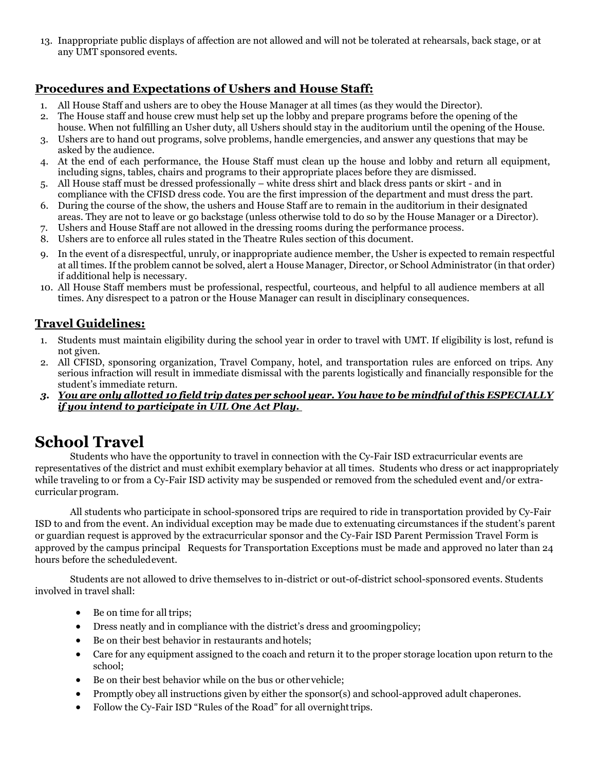13. Inappropriate public displays of affection are not allowed and will not be tolerated at rehearsals, back stage, or at any UMT sponsored events.

## **Procedures and Expectations of Ushers and House Staff:**

1. All House Staff and ushers are to obey the House Manager at all times (as they would the Director).
2. The House staff and house crew must help set up the lobby and prepare programs before the opening of the house. When not fulfilling an Usher duty, all Ushers should stay in the auditorium until the opening of the House.
3. Ushers are to hand out programs, solve problems, handle emergencies, and answer any questions that may be asked by the audience.
4. At the end of each performance, the House Staff must clean up the house and lobby and return all equipment, including signs, tables, chairs and programs to their appropriate places before they are dismissed.
5. All House staff must be dressed professionally – white dress shirt and black dress pants or skirt - and in compliance with the CFISD dress code. You are the first impression of the department and must dress the part.
6. During the course of the show, the ushers and House Staff are to remain in the auditorium in their designated areas. They are not to leave or go backstage (unless otherwise told to do so by the House Manager or a Director).
7. Ushers and House Staff are not allowed in the dressing rooms during the performance process.
8. Ushers are to enforce all rules stated in the Theatre Rules section of this document.
9. In the event of a disrespectful, unruly, or inappropriate audience member, the Usher is expected to remain respectful at all times. If the problem cannot be solved, alert a House Manager, Director, or School Administrator (in that order) if additional help is necessary.
10. All House Staff members must be professional, respectful, courteous, and helpful to all audience members at all times. Any disrespect to a patron or the House Manager can result in disciplinary consequences.

## **Travel Guidelines:**

1. Students must maintain eligibility during the school year in order to travel with UMT. If eligibility is lost, refund is not given.
2. All CFISD, sponsoring organization, Travel Company, hotel, and transportation rules are enforced on trips. Any serious infraction will result in immediate dismissal with the parents logistically and financially responsible for the student's immediate return.
3. ***You are only allotted 10 field trip dates per school year. You have to be mindful of this ESPECIALLY if you intend to participate in UIL One Act Play.***

# School Travel

Students who have the opportunity to travel in connection with the Cy-Fair ISD extracurricular events are representatives of the district and must exhibit exemplary behavior at all times. Students who dress or act inappropriately while traveling to or from a Cy-Fair ISD activity may be suspended or removed from the scheduled event and/or extra-curricular program.

All students who participate in school-sponsored trips are required to ride in transportation provided by Cy-Fair ISD to and from the event. An individual exception may be made due to extenuating circumstances if the student's parent or guardian request is approved by the extracurricular sponsor and the Cy-Fair ISD Parent Permission Travel Form is approved by the campus principal Requests for Transportation Exceptions must be made and approved no later than 24 hours before the scheduled event.

Students are not allowed to drive themselves to in-district or out-of-district school-sponsored events. Students involved in travel shall:

- Be on time for all trips;
- Dress neatly and in compliance with the district's dress and grooming policy;
- Be on their best behavior in restaurants and hotels;
- Care for any equipment assigned to the coach and return it to the proper storage location upon return to the school;
- Be on their best behavior while on the bus or other vehicle;
- Promptly obey all instructions given by either the sponsor(s) and school-approved adult chaperones.
- Follow the Cy-Fair ISD "Rules of the Road" for all overnight trips.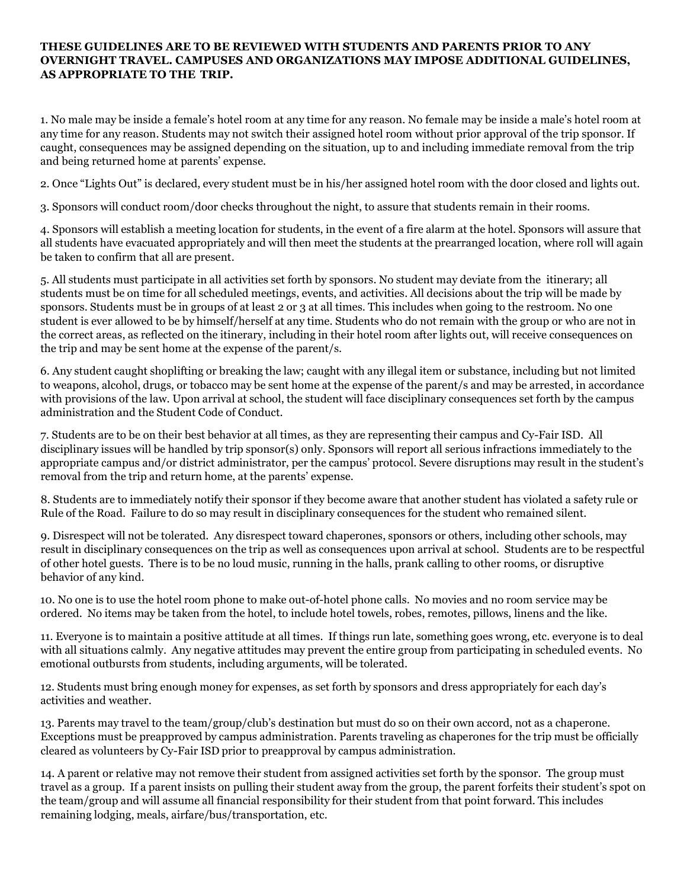**THESE GUIDELINES ARE TO BE REVIEWED WITH STUDENTS AND PARENTS PRIOR TO ANY OVERNIGHT TRAVEL. CAMPUSES AND ORGANIZATIONS MAY IMPOSE ADDITIONAL GUIDELINES, AS APPROPRIATE TO THE TRIP.**

1. No male may be inside a female's hotel room at any time for any reason. No female may be inside a male's hotel room at any time for any reason. Students may not switch their assigned hotel room without prior approval of the trip sponsor. If caught, consequences may be assigned depending on the situation, up to and including immediate removal from the trip and being returned home at parents' expense.

2. Once "Lights Out" is declared, every student must be in his/her assigned hotel room with the door closed and lights out.

3. Sponsors will conduct room/door checks throughout the night, to assure that students remain in their rooms.

4. Sponsors will establish a meeting location for students, in the event of a fire alarm at the hotel. Sponsors will assure that all students have evacuated appropriately and will then meet the students at the prearranged location, where roll will again be taken to confirm that all are present.

5. All students must participate in all activities set forth by sponsors. No student may deviate from the itinerary; all students must be on time for all scheduled meetings, events, and activities. All decisions about the trip will be made by sponsors. Students must be in groups of at least 2 or 3 at all times. This includes when going to the restroom. No one student is ever allowed to be by himself/herself at any time. Students who do not remain with the group or who are not in the correct areas, as reflected on the itinerary, including in their hotel room after lights out, will receive consequences on the trip and may be sent home at the expense of the parent/s.

6. Any student caught shoplifting or breaking the law; caught with any illegal item or substance, including but not limited to weapons, alcohol, drugs, or tobacco may be sent home at the expense of the parent/s and may be arrested, in accordance with provisions of the law. Upon arrival at school, the student will face disciplinary consequences set forth by the campus administration and the Student Code of Conduct.

7. Students are to be on their best behavior at all times, as they are representing their campus and Cy-Fair ISD. All disciplinary issues will be handled by trip sponsor(s) only. Sponsors will report all serious infractions immediately to the appropriate campus and/or district administrator, per the campus' protocol. Severe disruptions may result in the student's removal from the trip and return home, at the parents' expense.

8. Students are to immediately notify their sponsor if they become aware that another student has violated a safety rule or Rule of the Road. Failure to do so may result in disciplinary consequences for the student who remained silent.

9. Disrespect will not be tolerated. Any disrespect toward chaperones, sponsors or others, including other schools, may result in disciplinary consequences on the trip as well as consequences upon arrival at school. Students are to be respectful of other hotel guests. There is to be no loud music, running in the halls, prank calling to other rooms, or disruptive behavior of any kind.

10. No one is to use the hotel room phone to make out-of-hotel phone calls. No movies and no room service may be ordered. No items may be taken from the hotel, to include hotel towels, robes, remotes, pillows, linens and the like.

11. Everyone is to maintain a positive attitude at all times. If things run late, something goes wrong, etc. everyone is to deal with all situations calmly. Any negative attitudes may prevent the entire group from participating in scheduled events. No emotional outbursts from students, including arguments, will be tolerated.

12. Students must bring enough money for expenses, as set forth by sponsors and dress appropriately for each day's activities and weather.

13. Parents may travel to the team/group/club's destination but must do so on their own accord, not as a chaperone. Exceptions must be preapproved by campus administration. Parents traveling as chaperones for the trip must be officially cleared as volunteers by Cy-Fair ISD prior to preapproval by campus administration.

14. A parent or relative may not remove their student from assigned activities set forth by the sponsor. The group must travel as a group. If a parent insists on pulling their student away from the group, the parent forfeits their student's spot on the team/group and will assume all financial responsibility for their student from that point forward. This includes remaining lodging, meals, airfare/bus/transportation, etc.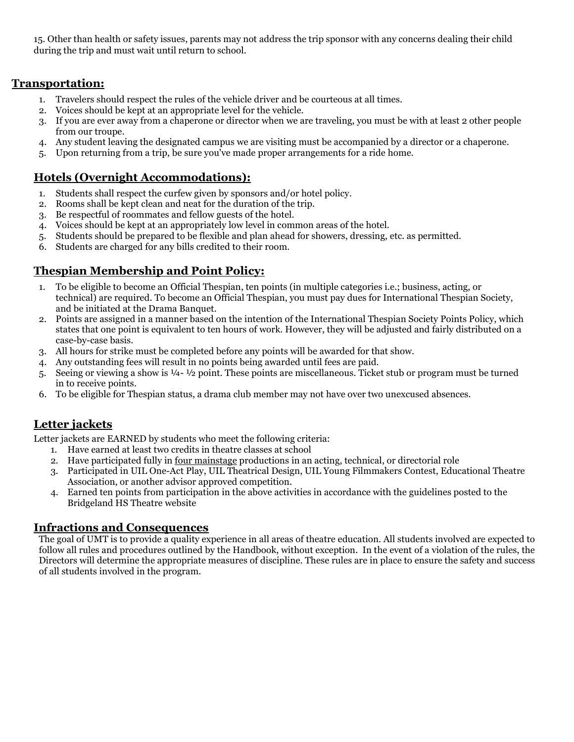15. Other than health or safety issues, parents may not address the trip sponsor with any concerns dealing their child during the trip and must wait until return to school.

## Transportation:

1. Travelers should respect the rules of the vehicle driver and be courteous at all times.
2. Voices should be kept at an appropriate level for the vehicle.
3. If you are ever away from a chaperone or director when we are traveling, you must be with at least 2 other people from our troupe.
4. Any student leaving the designated campus we are visiting must be accompanied by a director or a chaperone.
5. Upon returning from a trip, be sure you've made proper arrangements for a ride home.

## Hotels (Overnight Accommodations):

1. Students shall respect the curfew given by sponsors and/or hotel policy.
2. Rooms shall be kept clean and neat for the duration of the trip.
3. Be respectful of roommates and fellow guests of the hotel.
4. Voices should be kept at an appropriately low level in common areas of the hotel.
5. Students should be prepared to be flexible and plan ahead for showers, dressing, etc. as permitted.
6. Students are charged for any bills credited to their room.

## Thespian Membership and Point Policy:

1. To be eligible to become an Official Thespian, ten points (in multiple categories i.e.; business, acting, or technical) are required. To become an Official Thespian, you must pay dues for International Thespian Society, and be initiated at the Drama Banquet.
2. Points are assigned in a manner based on the intention of the International Thespian Society Points Policy, which states that one point is equivalent to ten hours of work. However, they will be adjusted and fairly distributed on a case-by-case basis.
3. All hours for strike must be completed before any points will be awarded for that show.
4. Any outstanding fees will result in no points being awarded until fees are paid.
5. Seeing or viewing a show is ¼- ½ point. These points are miscellaneous. Ticket stub or program must be turned in to receive points.
6. To be eligible for Thespian status, a drama club member may not have over two unexcused absences.

## Letter jackets

Letter jackets are EARNED by students who meet the following criteria:

1. Have earned at least two credits in theatre classes at school
2. Have participated fully in <u>four mainstage</u> productions in an acting, technical, or directorial role
3. Participated in UIL One-Act Play, UIL Theatrical Design, UIL Young Filmmakers Contest, Educational Theatre Association, or another advisor approved competition.
4. Earned ten points from participation in the above activities in accordance with the guidelines posted to the Bridgeland HS Theatre website

## Infractions and Consequences

The goal of UMT is to provide a quality experience in all areas of theatre education. All students involved are expected to follow all rules and procedures outlined by the Handbook, without exception. In the event of a violation of the rules, the Directors will determine the appropriate measures of discipline. These rules are in place to ensure the safety and success of all students involved in the program.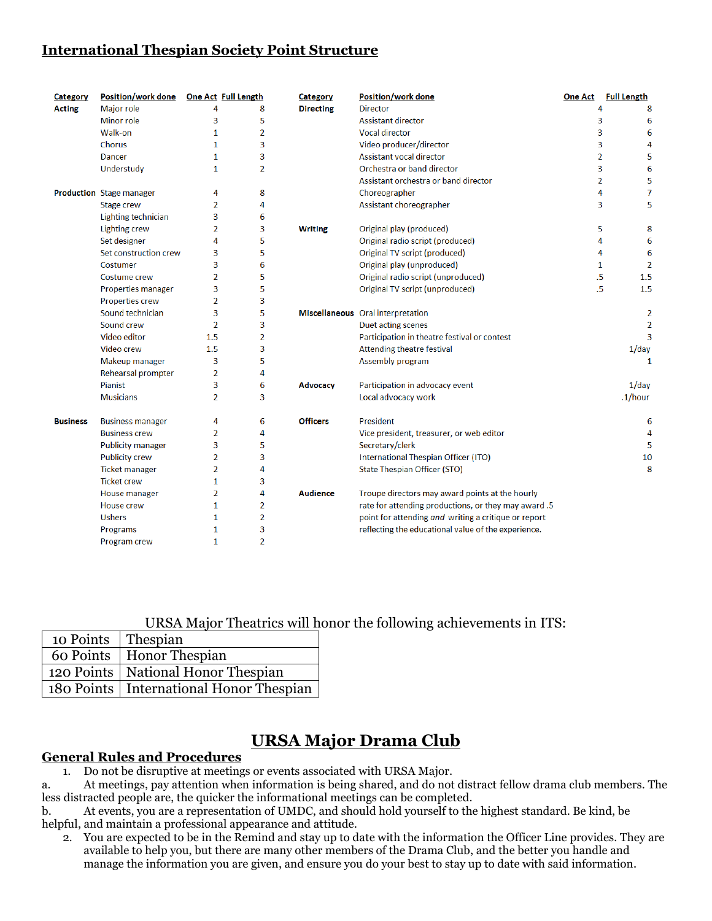# International Thespian Society Point Structure

| Category | Position/work done | One Act | Full Length |
|---|---|---|---|
| **Acting** | Major role | 4 | 8 |
| | Minor role | 3 | 5 |
| | Walk-on | 1 | 2 |
| | Chorus | 1 | 3 |
| | Dancer | 1 | 3 |
| | Understudy | 1 | 2 |
| **Production** | Stage manager | 4 | 8 |
| | Stage crew | 2 | 4 |
| | Lighting technician | 3 | 6 |
| | Lighting crew | 2 | 3 |
| | Set designer | 4 | 5 |
| | Set construction crew | 3 | 5 |
| | Costumer | 3 | 6 |
| | Costume crew | 2 | 5 |
| | Properties manager | 3 | 5 |
| | Properties crew | 2 | 3 |
| | Sound technician | 3 | 5 |
| | Sound crew | 2 | 3 |
| | Video editor | 1.5 | 2 |
| | Video crew | 1.5 | 3 |
| | Makeup manager | 3 | 5 |
| | Rehearsal prompter | 2 | 4 |
| | Pianist | 3 | 6 |
| | Musicians | 2 | 3 |
| **Business** | Business manager | 4 | 6 |
| | Business crew | 2 | 4 |
| | Publicity manager | 3 | 5 |
| | Publicity crew | 2 | 3 |
| | Ticket manager | 2 | 4 |
| | Ticket crew | 1 | 3 |
| | House manager | 2 | 4 |
| | House crew | 1 | 2 |
| | Ushers | 1 | 2 |
| | Programs | 1 | 3 |
| | Program crew | 1 | 2 |

| Category | Position/work done | One Act | Full Length |
|---|---|---|---|
| **Directing** | Director | 4 | 8 |
| | Assistant director | 3 | 6 |
| | Vocal director | 3 | 6 |
| | Video producer/director | 3 | 4 |
| | Assistant vocal director | 2 | 5 |
| | Orchestra or band director | 3 | 6 |
| | Assistant orchestra or band director | 2 | 5 |
| | Choreographer | 4 | 7 |
| | Assistant choreographer | 3 | 5 |
| **Writing** | Original play (produced) | 5 | 8 |
| | Original radio script (produced) | 4 | 6 |
| | Original TV script (produced) | 4 | 6 |
| | Original play (unproduced) | 1 | 2 |
| | Original radio script (unproduced) | .5 | 1.5 |
| | Original TV script (unproduced) | .5 | 1.5 |
| **Miscellaneous** | Oral interpretation | | 2 |
| | Duet acting scenes | | 2 |
| | Participation in theatre festival or contest | | 3 |
| | Attending theatre festival | | 1/day |
| | Assembly program | | 1 |
| **Advocacy** | Participation in advocacy event | | 1/day |
| | Local advocacy work | | .1/hour |
| **Officers** | President | | 6 |
| | Vice president, treasurer, or web editor | | 4 |
| | Secretary/clerk | | 5 |
| | International Thespian Officer (ITO) | | 10 |
| | State Thespian Officer (STO) | | 8 |
| **Audience** | Troupe directors may award points at the hourly rate for attending productions, or they may award .5 point for attending *and* writing a critique or report reflecting the educational value of the experience. | | |

URSA Major Theatrics will honor the following achievements in ITS:

| Points | Achievement |
|---|---|
| 10 Points | Thespian |
| 60 Points | Honor Thespian |
| 120 Points | National Honor Thespian |
| 180 Points | International Honor Thespian |

# URSA Major Drama Club

## General Rules and Procedures

1. Do not be disruptive at meetings or events associated with URSA Major.

a. At meetings, pay attention when information is being shared, and do not distract fellow drama club members. The less distracted people are, the quicker the informational meetings can be completed.

b. At events, you are a representation of UMDC, and should hold yourself to the highest standard. Be kind, be helpful, and maintain a professional appearance and attitude.

2. You are expected to be in the Remind and stay up to date with the information the Officer Line provides. They are available to help you, but there are many other members of the Drama Club, and the better you handle and manage the information you are given, and ensure you do your best to stay up to date with said information.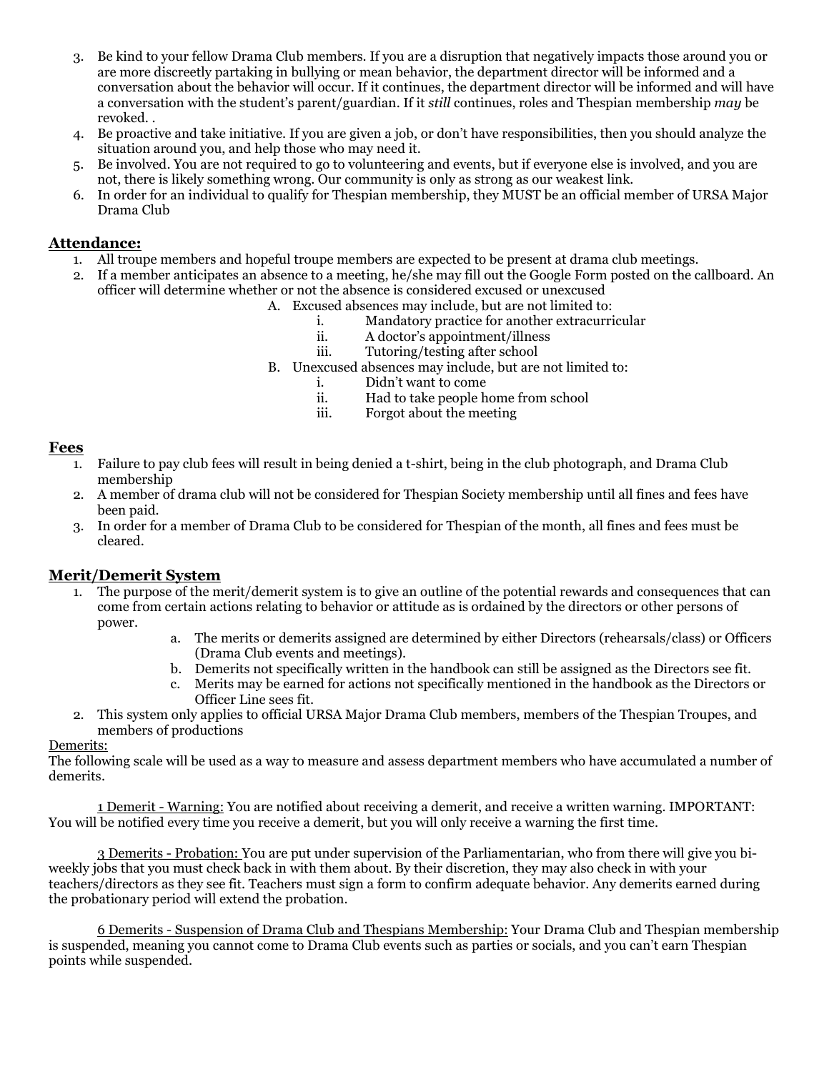3. Be kind to your fellow Drama Club members. If you are a disruption that negatively impacts those around you or are more discreetly partaking in bullying or mean behavior, the department director will be informed and a conversation about the behavior will occur. If it continues, the department director will be informed and will have a conversation with the student's parent/guardian. If it *still* continues, roles and Thespian membership *may* be revoked. .
4. Be proactive and take initiative. If you are given a job, or don't have responsibilities, then you should analyze the situation around you, and help those who may need it.
5. Be involved. You are not required to go to volunteering and events, but if everyone else is involved, and you are not, there is likely something wrong. Our community is only as strong as our weakest link.
6. In order for an individual to qualify for Thespian membership, they MUST be an official member of URSA Major Drama Club

## Attendance:

1. All troupe members and hopeful troupe members are expected to be present at drama club meetings.
2. If a member anticipates an absence to a meeting, he/she may fill out the Google Form posted on the callboard. An officer will determine whether or not the absence is considered excused or unexcused
   - A. Excused absences may include, but are not limited to:
     - i. Mandatory practice for another extracurricular
     - ii. A doctor's appointment/illness
     - iii. Tutoring/testing after school
   - B. Unexcused absences may include, but are not limited to:
     - i. Didn't want to come
     - ii. Had to take people home from school
     - iii. Forgot about the meeting

## Fees

1. Failure to pay club fees will result in being denied a t-shirt, being in the club photograph, and Drama Club membership
2. A member of drama club will not be considered for Thespian Society membership until all fines and fees have been paid.
3. In order for a member of Drama Club to be considered for Thespian of the month, all fines and fees must be cleared.

## Merit/Demerit System

1. The purpose of the merit/demerit system is to give an outline of the potential rewards and consequences that can come from certain actions relating to behavior or attitude as is ordained by the directors or other persons of power.
   - a. The merits or demerits assigned are determined by either Directors (rehearsals/class) or Officers (Drama Club events and meetings).
   - b. Demerits not specifically written in the handbook can still be assigned as the Directors see fit.
   - c. Merits may be earned for actions not specifically mentioned in the handbook as the Directors or Officer Line sees fit.
2. This system only applies to official URSA Major Drama Club members, members of the Thespian Troupes, and members of productions

Demerits:

The following scale will be used as a way to measure and assess department members who have accumulated a number of demerits.

1 Demerit - Warning: You are notified about receiving a demerit, and receive a written warning. IMPORTANT: You will be notified every time you receive a demerit, but you will only receive a warning the first time.

3 Demerits - Probation: You are put under supervision of the Parliamentarian, who from there will give you bi-weekly jobs that you must check back in with them about. By their discretion, they may also check in with your teachers/directors as they see fit. Teachers must sign a form to confirm adequate behavior. Any demerits earned during the probationary period will extend the probation.

6 Demerits - Suspension of Drama Club and Thespians Membership: Your Drama Club and Thespian membership is suspended, meaning you cannot come to Drama Club events such as parties or socials, and you can't earn Thespian points while suspended.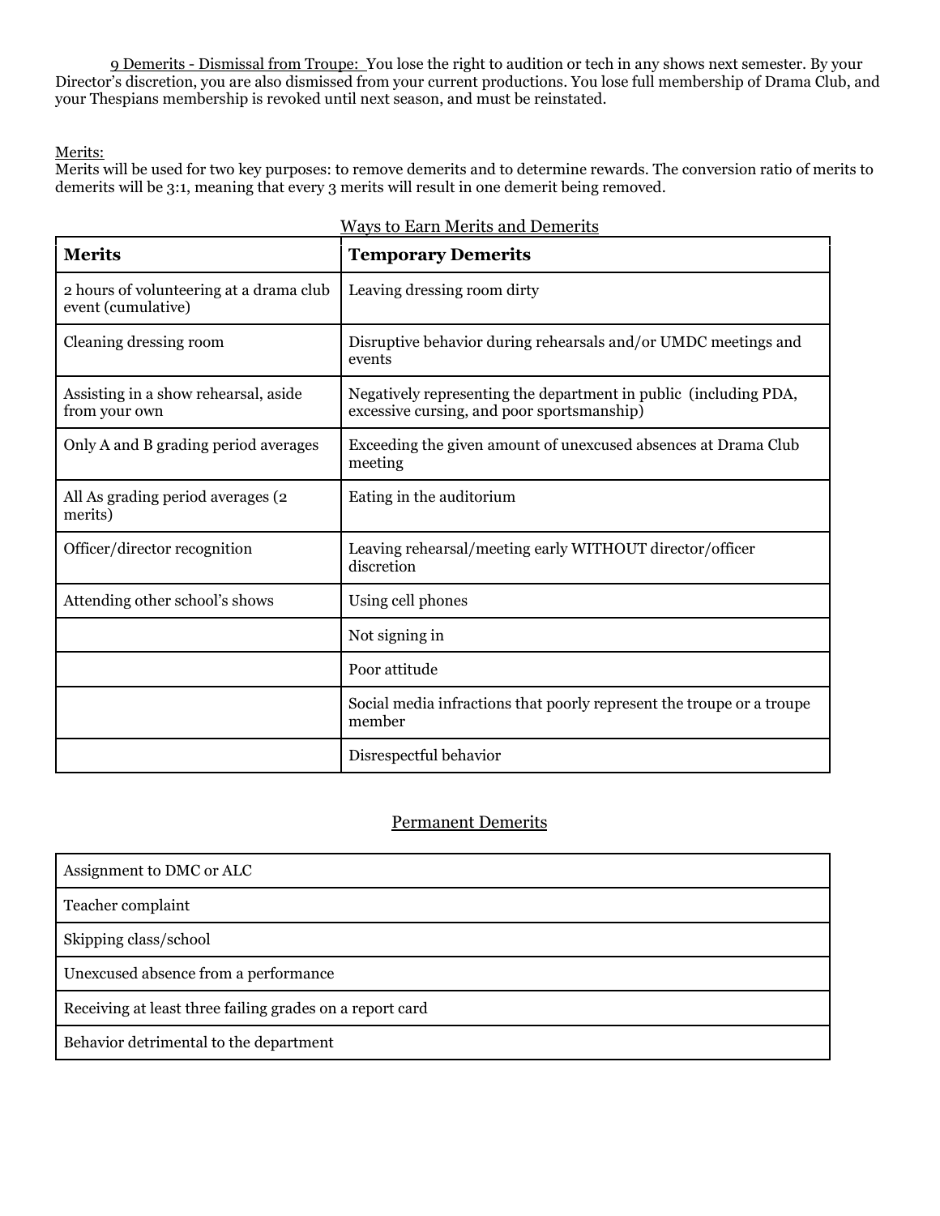9 Demerits - Dismissal from Troupe: You lose the right to audition or tech in any shows next semester. By your Director's discretion, you are also dismissed from your current productions. You lose full membership of Drama Club, and your Thespians membership is revoked until next season, and must be reinstated.

Merits:
Merits will be used for two key purposes: to remove demerits and to determine rewards. The conversion ratio of merits to demerits will be 3:1, meaning that every 3 merits will result in one demerit being removed.

Ways to Earn Merits and Demerits

| **Merits** | **Temporary Demerits** |
|---|---|
| 2 hours of volunteering at a drama club event (cumulative) | Leaving dressing room dirty |
| Cleaning dressing room | Disruptive behavior during rehearsals and/or UMDC meetings and events |
| Assisting in a show rehearsal, aside from your own | Negatively representing the department in public (including PDA, excessive cursing, and poor sportsmanship) |
| Only A and B grading period averages | Exceeding the given amount of unexcused absences at Drama Club meeting |
| All As grading period averages (2 merits) | Eating in the auditorium |
| Officer/director recognition | Leaving rehearsal/meeting early WITHOUT director/officer discretion |
| Attending other school's shows | Using cell phones |
| | Not signing in |
| | Poor attitude |
| | Social media infractions that poorly represent the troupe or a troupe member |
| | Disrespectful behavior |

Permanent Demerits

| |
|---|
| Assignment to DMC or ALC |
| Teacher complaint |
| Skipping class/school |
| Unexcused absence from a performance |
| Receiving at least three failing grades on a report card |
| Behavior detrimental to the department |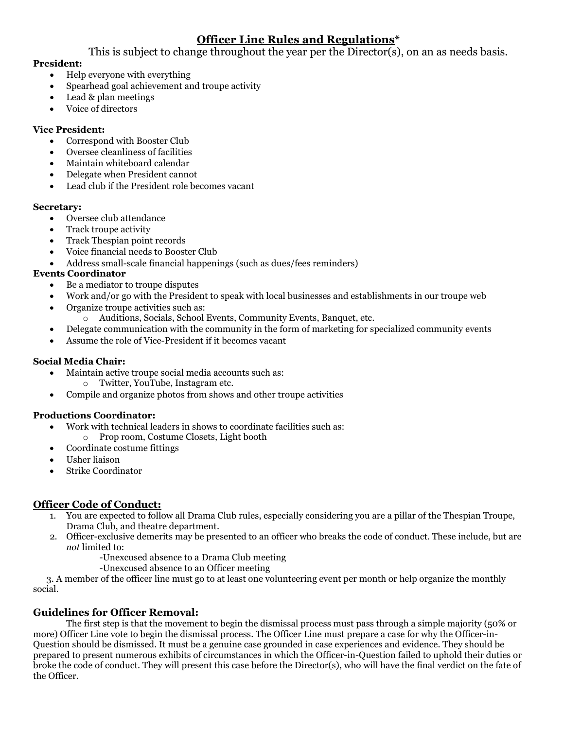# Officer Line Rules and Regulations*

This is subject to change throughout the year per the Director(s), on an as needs basis.

**President:**

- Help everyone with everything
- Spearhead goal achievement and troupe activity
- Lead & plan meetings
- Voice of directors

**Vice President:**

- Correspond with Booster Club
- Oversee cleanliness of facilities
- Maintain whiteboard calendar
- Delegate when President cannot
- Lead club if the President role becomes vacant

**Secretary:**

- Oversee club attendance
- Track troupe activity
- Track Thespian point records
- Voice financial needs to Booster Club
- Address small-scale financial happenings (such as dues/fees reminders)

**Events Coordinator**

- Be a mediator to troupe disputes
- Work and/or go with the President to speak with local businesses and establishments in our troupe web
- Organize troupe activities such as:
  - Auditions, Socials, School Events, Community Events, Banquet, etc.
- Delegate communication with the community in the form of marketing for specialized community events
- Assume the role of Vice-President if it becomes vacant

**Social Media Chair:**

- Maintain active troupe social media accounts such as:
  - Twitter, YouTube, Instagram etc.
- Compile and organize photos from shows and other troupe activities

**Productions Coordinator:**

- Work with technical leaders in shows to coordinate facilities such as:
  - Prop room, Costume Closets, Light booth
- Coordinate costume fittings
- Usher liaison
- Strike Coordinator

## Officer Code of Conduct:

1. You are expected to follow all Drama Club rules, especially considering you are a pillar of the Thespian Troupe, Drama Club, and theatre department.
2. Officer-exclusive demerits may be presented to an officer who breaks the code of conduct. These include, but are *not* limited to:
   - -Unexcused absence to a Drama Club meeting
   - -Unexcused absence to an Officer meeting
3. A member of the officer line must go to at least one volunteering event per month or help organize the monthly social.

## Guidelines for Officer Removal:

The first step is that the movement to begin the dismissal process must pass through a simple majority (50% or more) Officer Line vote to begin the dismissal process. The Officer Line must prepare a case for why the Officer-in-Question should be dismissed. It must be a genuine case grounded in case experiences and evidence. They should be prepared to present numerous exhibits of circumstances in which the Officer-in-Question failed to uphold their duties or broke the code of conduct. They will present this case before the Director(s), who will have the final verdict on the fate of the Officer.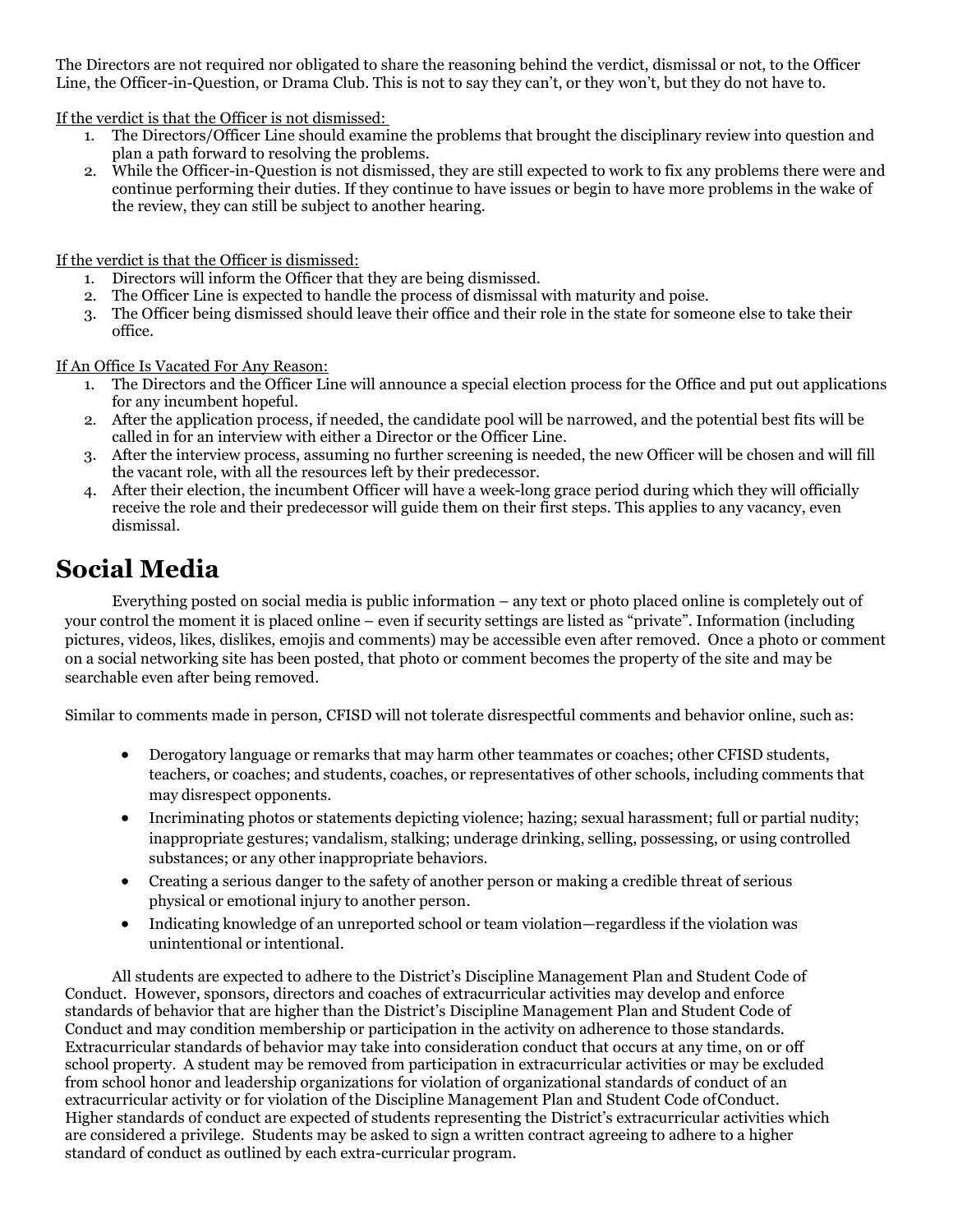The Directors are not required nor obligated to share the reasoning behind the verdict, dismissal or not, to the Officer Line, the Officer-in-Question, or Drama Club. This is not to say they can't, or they won't, but they do not have to.

If the verdict is that the Officer is not dismissed:

1. The Directors/Officer Line should examine the problems that brought the disciplinary review into question and plan a path forward to resolving the problems.
2. While the Officer-in-Question is not dismissed, they are still expected to work to fix any problems there were and continue performing their duties. If they continue to have issues or begin to have more problems in the wake of the review, they can still be subject to another hearing.

If the verdict is that the Officer is dismissed:

1. Directors will inform the Officer that they are being dismissed.
2. The Officer Line is expected to handle the process of dismissal with maturity and poise.
3. The Officer being dismissed should leave their office and their role in the state for someone else to take their office.

If An Office Is Vacated For Any Reason:

1. The Directors and the Officer Line will announce a special election process for the Office and put out applications for any incumbent hopeful.
2. After the application process, if needed, the candidate pool will be narrowed, and the potential best fits will be called in for an interview with either a Director or the Officer Line.
3. After the interview process, assuming no further screening is needed, the new Officer will be chosen and will fill the vacant role, with all the resources left by their predecessor.
4. After their election, the incumbent Officer will have a week-long grace period during which they will officially receive the role and their predecessor will guide them on their first steps. This applies to any vacancy, even dismissal.

# Social Media

Everything posted on social media is public information – any text or photo placed online is completely out of your control the moment it is placed online – even if security settings are listed as "private". Information (including pictures, videos, likes, dislikes, emojis and comments) may be accessible even after removed. Once a photo or comment on a social networking site has been posted, that photo or comment becomes the property of the site and may be searchable even after being removed.

Similar to comments made in person, CFISD will not tolerate disrespectful comments and behavior online, such as:

- Derogatory language or remarks that may harm other teammates or coaches; other CFISD students, teachers, or coaches; and students, coaches, or representatives of other schools, including comments that may disrespect opponents.
- Incriminating photos or statements depicting violence; hazing; sexual harassment; full or partial nudity; inappropriate gestures; vandalism, stalking; underage drinking, selling, possessing, or using controlled substances; or any other inappropriate behaviors.
- Creating a serious danger to the safety of another person or making a credible threat of serious physical or emotional injury to another person.
- Indicating knowledge of an unreported school or team violation—regardless if the violation was unintentional or intentional.

All students are expected to adhere to the District's Discipline Management Plan and Student Code of Conduct. However, sponsors, directors and coaches of extracurricular activities may develop and enforce standards of behavior that are higher than the District's Discipline Management Plan and Student Code of Conduct and may condition membership or participation in the activity on adherence to those standards. Extracurricular standards of behavior may take into consideration conduct that occurs at any time, on or off school property. A student may be removed from participation in extracurricular activities or may be excluded from school honor and leadership organizations for violation of organizational standards of conduct of an extracurricular activity or for violation of the Discipline Management Plan and Student Code ofConduct. Higher standards of conduct are expected of students representing the District's extracurricular activities which are considered a privilege. Students may be asked to sign a written contract agreeing to adhere to a higher standard of conduct as outlined by each extra-curricular program.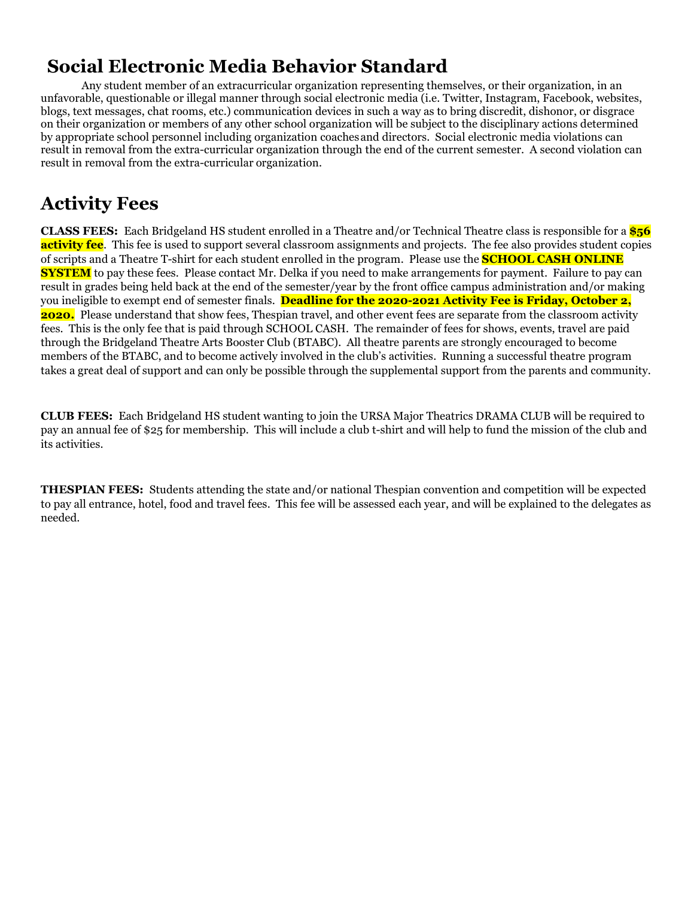## Social Electronic Media Behavior Standard

Any student member of an extracurricular organization representing themselves, or their organization, in an unfavorable, questionable or illegal manner through social electronic media (i.e. Twitter, Instagram, Facebook, websites, blogs, text messages, chat rooms, etc.) communication devices in such a way as to bring discredit, dishonor, or disgrace on their organization or members of any other school organization will be subject to the disciplinary actions determined by appropriate school personnel including organization coaches and directors. Social electronic media violations can result in removal from the extra-curricular organization through the end of the current semester. A second violation can result in removal from the extra-curricular organization.

## Activity Fees

**CLASS FEES:** Each Bridgeland HS student enrolled in a Theatre and/or Technical Theatre class is responsible for a **$56 activity fee**. This fee is used to support several classroom assignments and projects. The fee also provides student copies of scripts and a Theatre T-shirt for each student enrolled in the program. Please use the **SCHOOL CASH ONLINE SYSTEM** to pay these fees. Please contact Mr. Delka if you need to make arrangements for payment. Failure to pay can result in grades being held back at the end of the semester/year by the front office campus administration and/or making you ineligible to exempt end of semester finals. **Deadline for the 2020-2021 Activity Fee is Friday, October 2, 2020.** Please understand that show fees, Thespian travel, and other event fees are separate from the classroom activity fees. This is the only fee that is paid through SCHOOL CASH. The remainder of fees for shows, events, travel are paid through the Bridgeland Theatre Arts Booster Club (BTABC). All theatre parents are strongly encouraged to become members of the BTABC, and to become actively involved in the club's activities. Running a successful theatre program takes a great deal of support and can only be possible through the supplemental support from the parents and community.

**CLUB FEES:** Each Bridgeland HS student wanting to join the URSA Major Theatrics DRAMA CLUB will be required to pay an annual fee of $25 for membership. This will include a club t-shirt and will help to fund the mission of the club and its activities.

**THESPIAN FEES:** Students attending the state and/or national Thespian convention and competition will be expected to pay all entrance, hotel, food and travel fees. This fee will be assessed each year, and will be explained to the delegates as needed.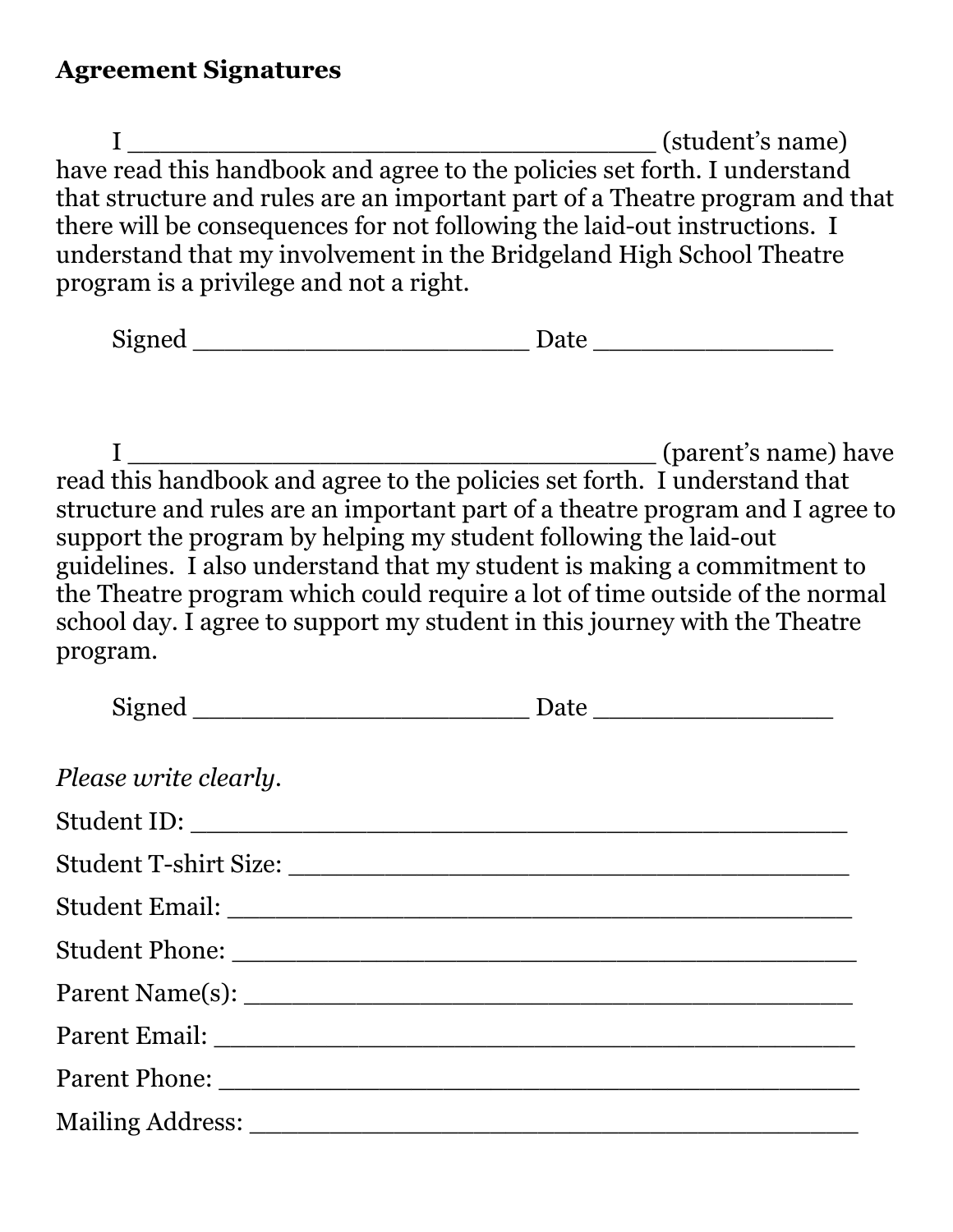**Agreement Signatures**

I ________________________________ (student's name) have read this handbook and agree to the policies set forth. I understand that structure and rules are an important part of a Theatre program and that there will be consequences for not following the laid-out instructions. I understand that my involvement in the Bridgeland High School Theatre program is a privilege and not a right.

Signed ____________________ Date ______________

I __________________________________ (parent's name) have read this handbook and agree to the policies set forth. I understand that structure and rules are an important part of a theatre program and I agree to support the program by helping my student following the laid-out guidelines. I also understand that my student is making a commitment to the Theatre program which could require a lot of time outside of the normal school day. I agree to support my student in this journey with the Theatre program.

Signed ____________________ Date ______________

*Please write clearly.*

Student ID: ________________________________________

Student T-shirt Size: _________________________________

Student Email: ______________________________________

Student Phone: ______________________________________

Parent Name(s): _____________________________________

Parent Email: _______________________________________

Parent Phone: _______________________________________

Mailing Address: _____________________________________